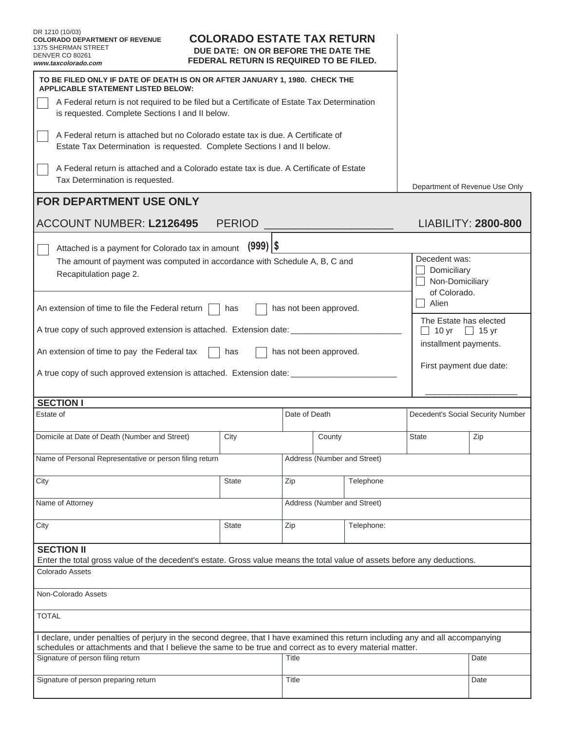DR 1210 (10/03)
**COLORADO DEPARTMENT OF REVENUE**
1375 SHERMAN STREET
DENVER CO 80261
***www.taxcolorado.com***

# COLORADO ESTATE TAX RETURN

**DUE DATE: ON OR BEFORE THE DATE THE FEDERAL RETURN IS REQUIRED TO BE FILED.**

**TO BE FILED ONLY IF DATE OF DEATH IS ON OR AFTER JANUARY 1, 1980. CHECK THE APPLICABLE STATEMENT LISTED BELOW:**

☐ A Federal return is not required to be filed but a Certificate of Estate Tax Determination is requested. Complete Sections I and II below.

☐ A Federal return is attached but no Colorado estate tax is due. A Certificate of Estate Tax Determination is requested. Complete Sections I and II below.

☐ A Federal return is attached and a Colorado estate tax is due. A Certificate of Estate Tax Determination is requested.

Department of Revenue Use Only

## FOR DEPARTMENT USE ONLY

ACCOUNT NUMBER: **L2126495** PERIOD ____________________ LIABILITY: **2800-800**

☐ Attached is a payment for Colorado tax in amount **(999)** **$**
The amount of payment was computed in accordance with Schedule A, B, C and Recapitulation page 2.

Decedent was:
☐ Domiciliary
☐ Non-Domiciliary of Colorado.
☐ Alien

An extension of time to file the Federal return ☐ has ☐ has not been approved.

A true copy of such approved extension is attached. Extension date: ________________________

An extension of time to pay the Federal tax ☐ has ☐ has not been approved.

A true copy of such approved extension is attached. Extension date: ______________________

The Estate has elected ☐ 10 yr ☐ 15 yr installment payments.

First payment due date: ___________________

**SECTION I**

| | | | | | |
|---|---|---|---|---|---|
| Estate of | | Date of Death | | Decedent's Social Security Number | |
| Domicile at Date of Death (Number and Street) | City | | County | State | Zip |
| Name of Personal Representative or person filing return | | Address (Number and Street) | | | |
| City | State | Zip | Telephone | | |
| Name of Attorney | | Address (Number and Street) | | | |
| City | State | Zip | Telephone: | | |

**SECTION II**
Enter the total gross value of the decedent's estate. Gross value means the total value of assets before any deductions.

| | |
|---|---|
| Colorado Assets | |
| Non-Colorado Assets | |
| TOTAL | |

I declare, under penalties of perjury in the second degree, that I have examined this return including any and all accompanying schedules or attachments and that I believe the same to be true and correct as to every material matter.

| | | |
|---|---|---|
| Signature of person filing return | Title | Date |
| Signature of person preparing return | Title | Date |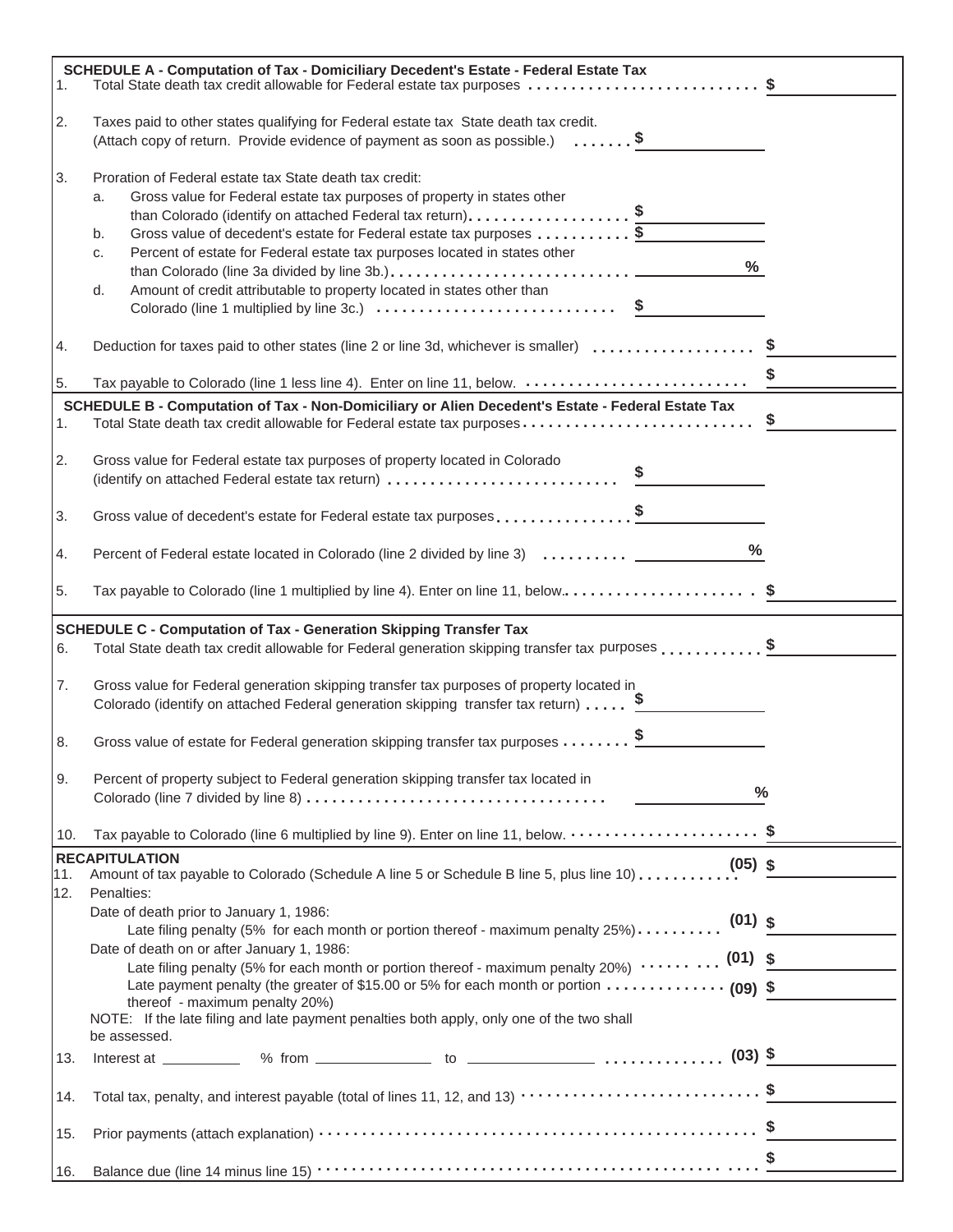**SCHEDULE A - Computation of Tax - Domiciliary Decedent's Estate - Federal Estate Tax**

1. Total State death tax credit allowable for Federal estate tax purposes .......................... $ ____________

2. Taxes paid to other states qualifying for Federal estate tax State death tax credit. (Attach copy of return. Provide evidence of payment as soon as possible.) ....... $ ____________

3. Proration of Federal estate tax State death tax credit:
   a. Gross value for Federal estate tax purposes of property in states other than Colorado (identify on attached Federal tax return).................. $ ____________
   b. Gross value of decedent's estate for Federal estate tax purposes .......... $ ____________
   c. Percent of estate for Federal estate tax purposes located in states other than Colorado (line 3a divided by line 3b.)........................... ____________ %
   d. Amount of credit attributable to property located in states other than Colorado (line 1 multiplied by line 3c.) ........................... $ ____________

4. Deduction for taxes paid to other states (line 2 or line 3d, whichever is smaller) .................. $ ____________

5. Tax payable to Colorado (line 1 less line 4). Enter on line 11, below. ......................... $ ____________

**SCHEDULE B - Computation of Tax - Non-Domiciliary or Alien Decedent's Estate - Federal Estate Tax**

1. Total State death tax credit allowable for Federal estate tax purposes.......................... $ ____________

2. Gross value for Federal estate tax purposes of property located in Colorado (identify on attached Federal estate tax return) .......................... $ ____________

3. Gross value of decedent's estate for Federal estate tax purposes............... $ ____________

4. Percent of Federal estate located in Colorado (line 2 divided by line 3) .......... ____________ %

5. Tax payable to Colorado (line 1 multiplied by line 4). Enter on line 11, below...................... $ ____________

**SCHEDULE C - Computation of Tax - Generation Skipping Transfer Tax**

6. Total State death tax credit allowable for Federal generation skipping transfer tax purposes ........... $ ____________

7. Gross value for Federal generation skipping transfer tax purposes of property located in Colorado (identify on attached Federal generation skipping transfer tax return) ..... $ ____________

8. Gross value of estate for Federal generation skipping transfer tax purposes ........ $ ____________

9. Percent of property subject to Federal generation skipping transfer tax located in Colorado (line 7 divided by line 8) .................................. ____________ %

10. Tax payable to Colorado (line 6 multiplied by line 9). Enter on line 11, below. ...................... $ ____________

**RECAPITULATION**

11. Amount of tax payable to Colorado (Schedule A line 5 or Schedule B line 5, plus line 10)........... (05) $ ____________

12. Penalties:
    Date of death prior to January 1, 1986:
    Late filing penalty (5% for each month or portion thereof - maximum penalty 25%).......... (01) $ ____________
    Date of death on or after January 1, 1986:
    Late filing penalty (5% for each month or portion thereof - maximum penalty 20%) ....... ... (01) $ ____________
    Late payment penalty (the greater of $15.00 or 5% for each month or portion thereof - maximum penalty 20%) .............. (09) $ ____________
    NOTE: If the late filing and late payment penalties both apply, only one of the two shall be assessed.

13. Interest at ________ % from ____________ to ____________ ............. (03) $ ____________

14. Total tax, penalty, and interest payable (total of lines 11, 12, and 13) ............................ $ ____________

15. Prior payments (attach explanation) .................................................... $ ____________

16. Balance due (line 14 minus line 15) .................................................... $ ____________